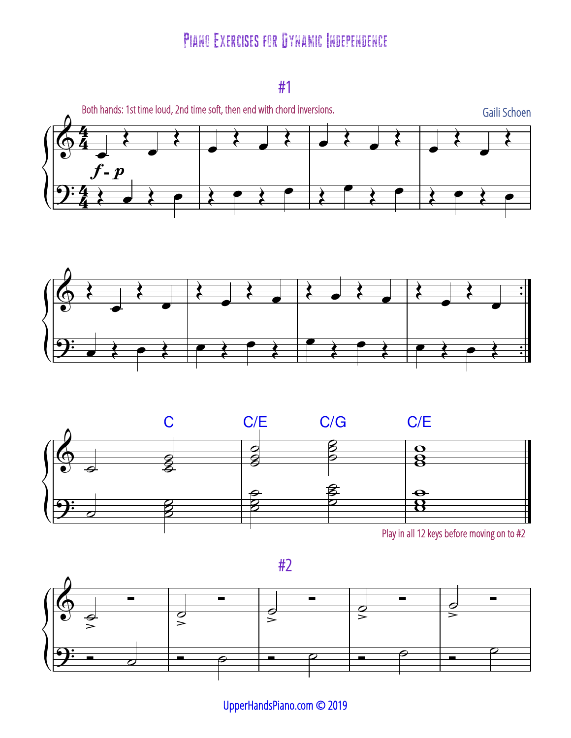# Piano Exercises for Dynamic Independence

## #1

Both hands: 1st time loud, 2nd time soft, then end with chord inversions.

Gaili Schoen

*f* - *p*

C C/E C/G C/E

Play in all 12 keys before moving on to #2

## #2

UpperHandsPiano.com © 2019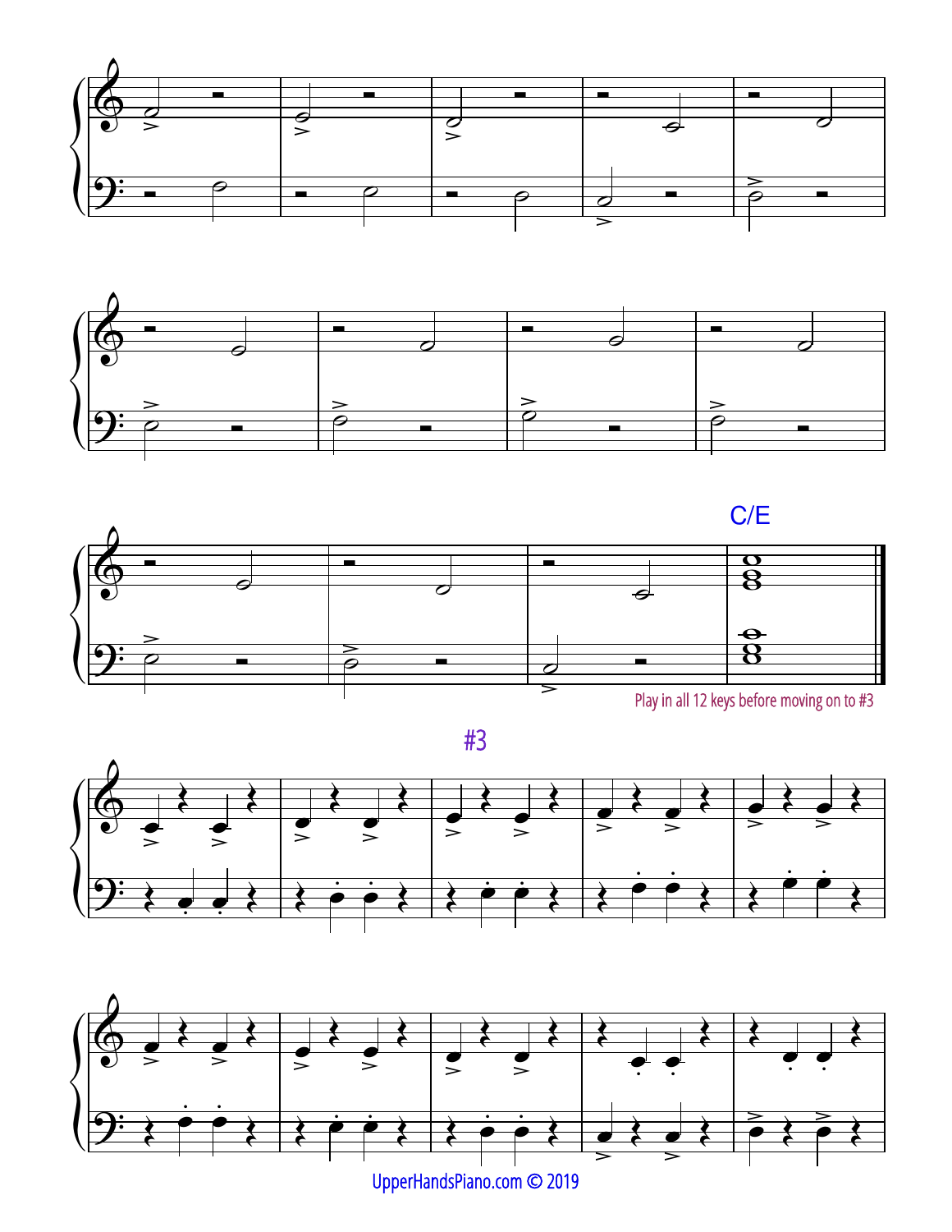C/E

Play in all 12 keys before moving on to #3

#3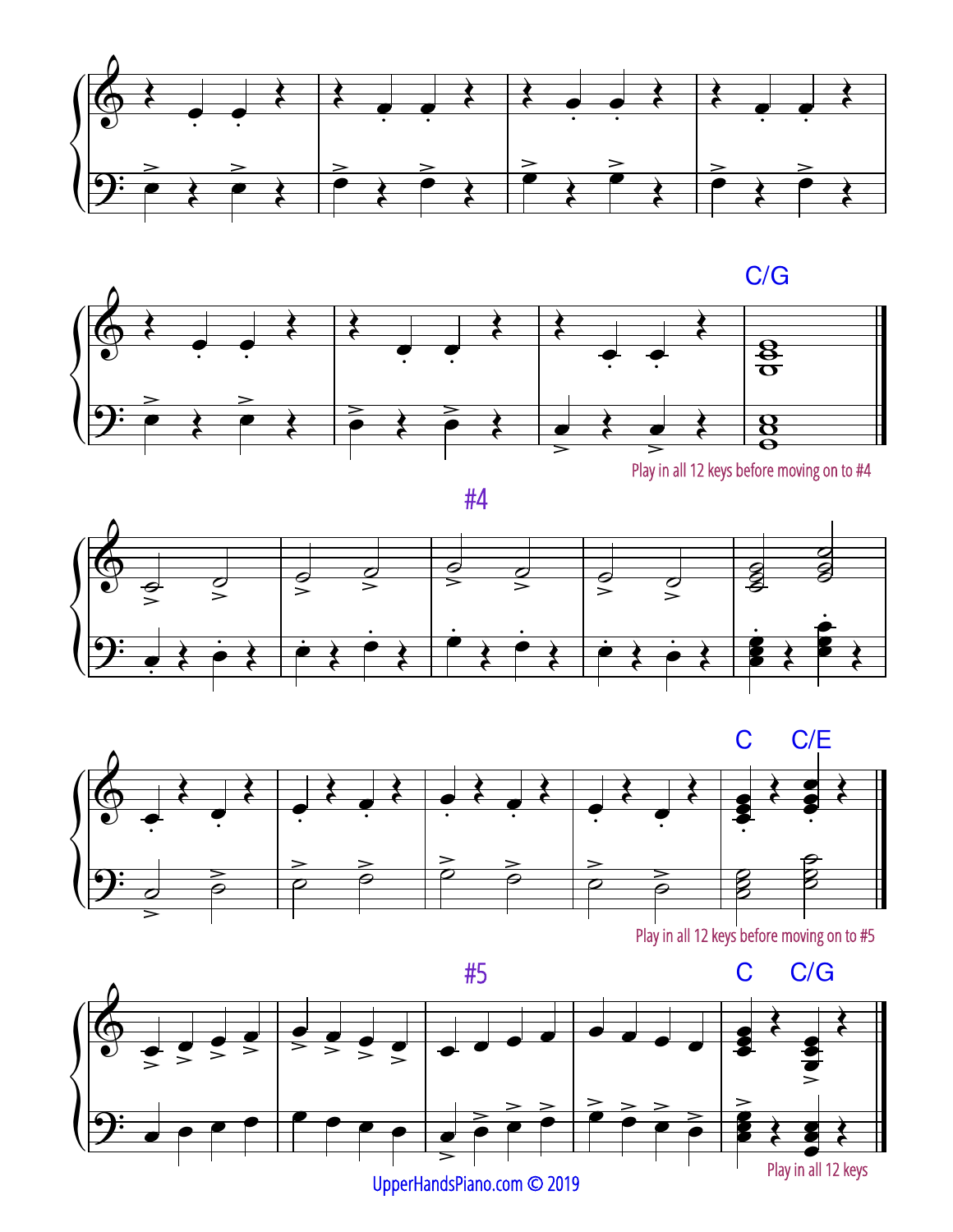C/G

Play in all 12 keys before moving on to #4

#4

C C/E

Play in all 12 keys before moving on to #5

#5

C C/G

Play in all 12 keys

UpperHandsPiano.com © 2019